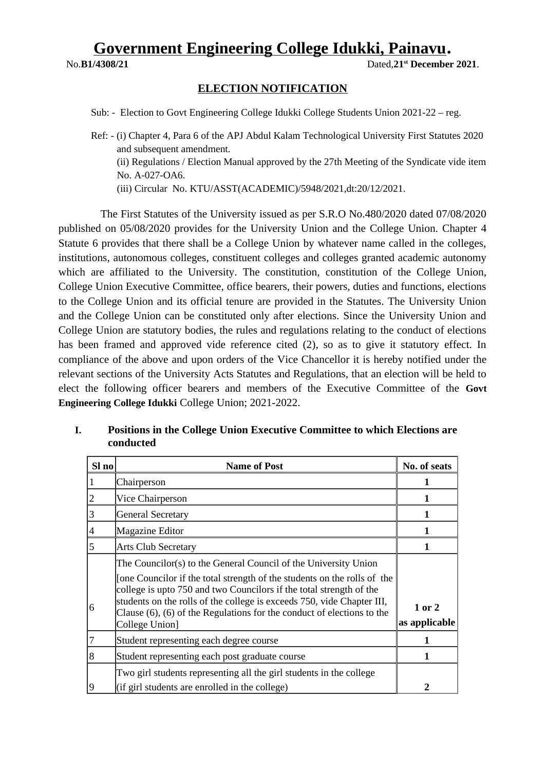# Government Engineering College Idukki, Painavu.

No.**B1/4308/21** Dated,**21st December 2021**.

## ELECTION NOTIFICATION

Sub: - Election to Govt Engineering College Idukki College Students Union 2021-22 – reg.

Ref: - (i) Chapter 4, Para 6 of the APJ Abdul Kalam Technological University First Statutes 2020 and subsequent amendment.
(ii) Regulations / Election Manual approved by the 27th Meeting of the Syndicate vide item No. A-027-OA6.
(iii) Circular No. KTU/ASST(ACADEMIC)/5948/2021,dt:20/12/2021.

The First Statutes of the University issued as per S.R.O No.480/2020 dated 07/08/2020 published on 05/08/2020 provides for the University Union and the College Union. Chapter 4 Statute 6 provides that there shall be a College Union by whatever name called in the colleges, institutions, autonomous colleges, constituent colleges and colleges granted academic autonomy which are affiliated to the University. The constitution, constitution of the College Union, College Union Executive Committee, office bearers, their powers, duties and functions, elections to the College Union and its official tenure are provided in the Statutes. The University Union and the College Union can be constituted only after elections. Since the University Union and College Union are statutory bodies, the rules and regulations relating to the conduct of elections has been framed and approved vide reference cited (2), so as to give it statutory effect. In compliance of the above and upon orders of the Vice Chancellor it is hereby notified under the relevant sections of the University Acts Statutes and Regulations, that an election will be held to elect the following officer bearers and members of the Executive Committee of the **Govt Engineering College Idukki** College Union; 2021-2022.

**I. Positions in the College Union Executive Committee to which Elections are conducted**

| Sl no | Name of Post | No. of seats |
|---|---|---|
| 1 | Chairperson | **1** |
| 2 | Vice Chairperson | **1** |
| 3 | General Secretary | **1** |
| 4 | Magazine Editor | **1** |
| 5 | Arts Club Secretary | **1** |
| 6 | The Councilor(s) to the General Council of the University Union [one Councilor if the total strength of the students on the rolls of the college is upto 750 and two Councilors if the total strength of the students on the rolls of the college is exceeds 750, vide Chapter III, Clause (6), (6) of the Regulations for the conduct of elections to the College Union] | **1 or 2 as applicable** |
| 7 | Student representing each degree course | **1** |
| 8 | Student representing each post graduate course | **1** |
| 9 | Two girl students representing all the girl students in the college (if girl students are enrolled in the college) | **2** |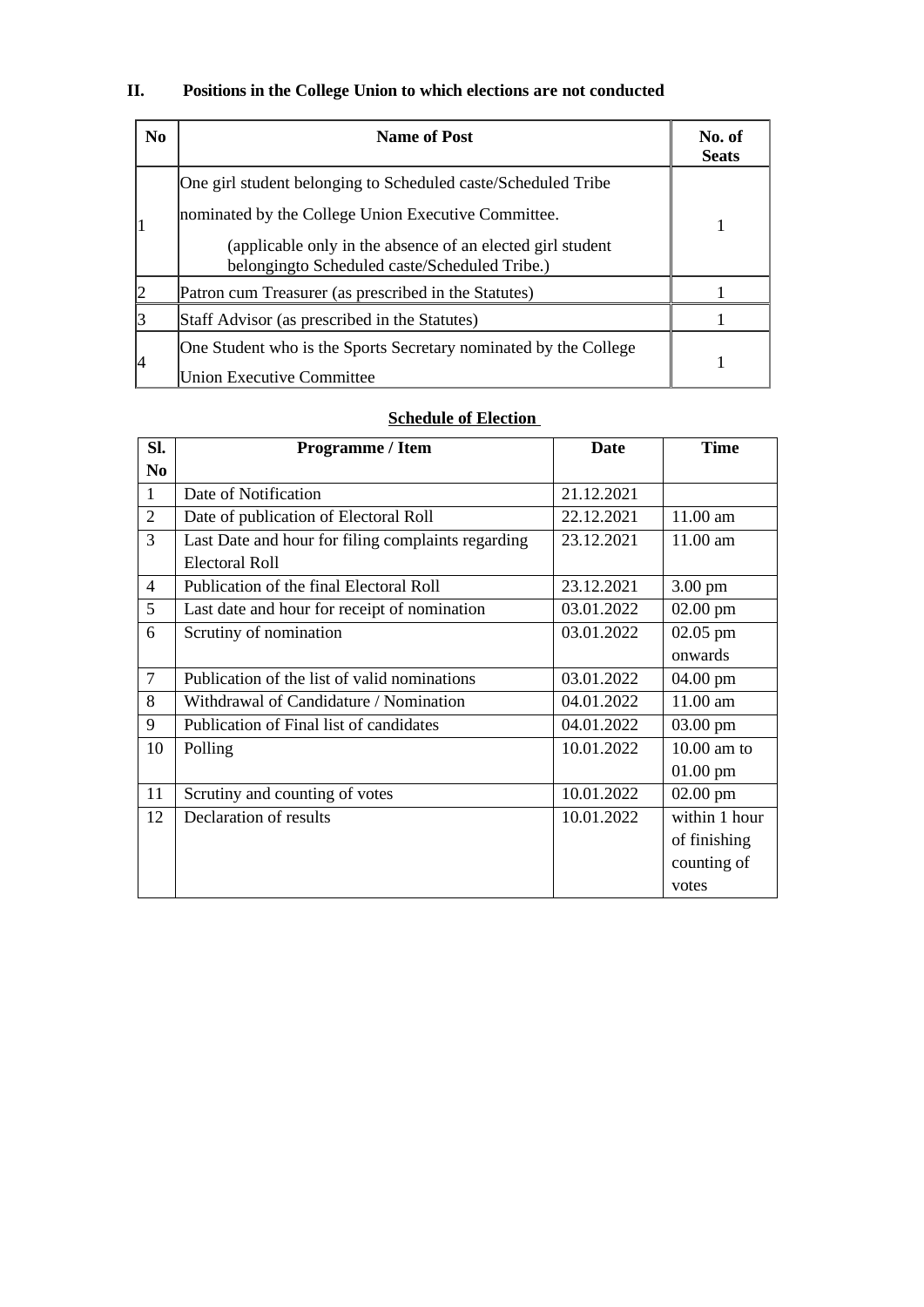## II. Positions in the College Union to which elections are not conducted

| No | Name of Post | No. of Seats |
|---|---|---|
| 1 | One girl student belonging to Scheduled caste/Scheduled Tribe nominated by the College Union Executive Committee. (applicable only in the absence of an elected girl student belongingto Scheduled caste/Scheduled Tribe.) | 1 |
| 2 | Patron cum Treasurer (as prescribed in the Statutes) | 1 |
| 3 | Staff Advisor (as prescribed in the Statutes) | 1 |
| 4 | One Student who is the Sports Secretary nominated by the College Union Executive Committee | 1 |

**Schedule of Election**

| Sl. No | Programme / Item | Date | Time |
|---|---|---|---|
| 1 | Date of Notification | 21.12.2021 | |
| 2 | Date of publication of Electoral Roll | 22.12.2021 | 11.00 am |
| 3 | Last Date and hour for filing complaints regarding Electoral Roll | 23.12.2021 | 11.00 am |
| 4 | Publication of the final Electoral Roll | 23.12.2021 | 3.00 pm |
| 5 | Last date and hour for receipt of nomination | 03.01.2022 | 02.00 pm |
| 6 | Scrutiny of nomination | 03.01.2022 | 02.05 pm onwards |
| 7 | Publication of the list of valid nominations | 03.01.2022 | 04.00 pm |
| 8 | Withdrawal of Candidature / Nomination | 04.01.2022 | 11.00 am |
| 9 | Publication of Final list of candidates | 04.01.2022 | 03.00 pm |
| 10 | Polling | 10.01.2022 | 10.00 am to 01.00 pm |
| 11 | Scrutiny and counting of votes | 10.01.2022 | 02.00 pm |
| 12 | Declaration of results | 10.01.2022 | within 1 hour of finishing counting of votes |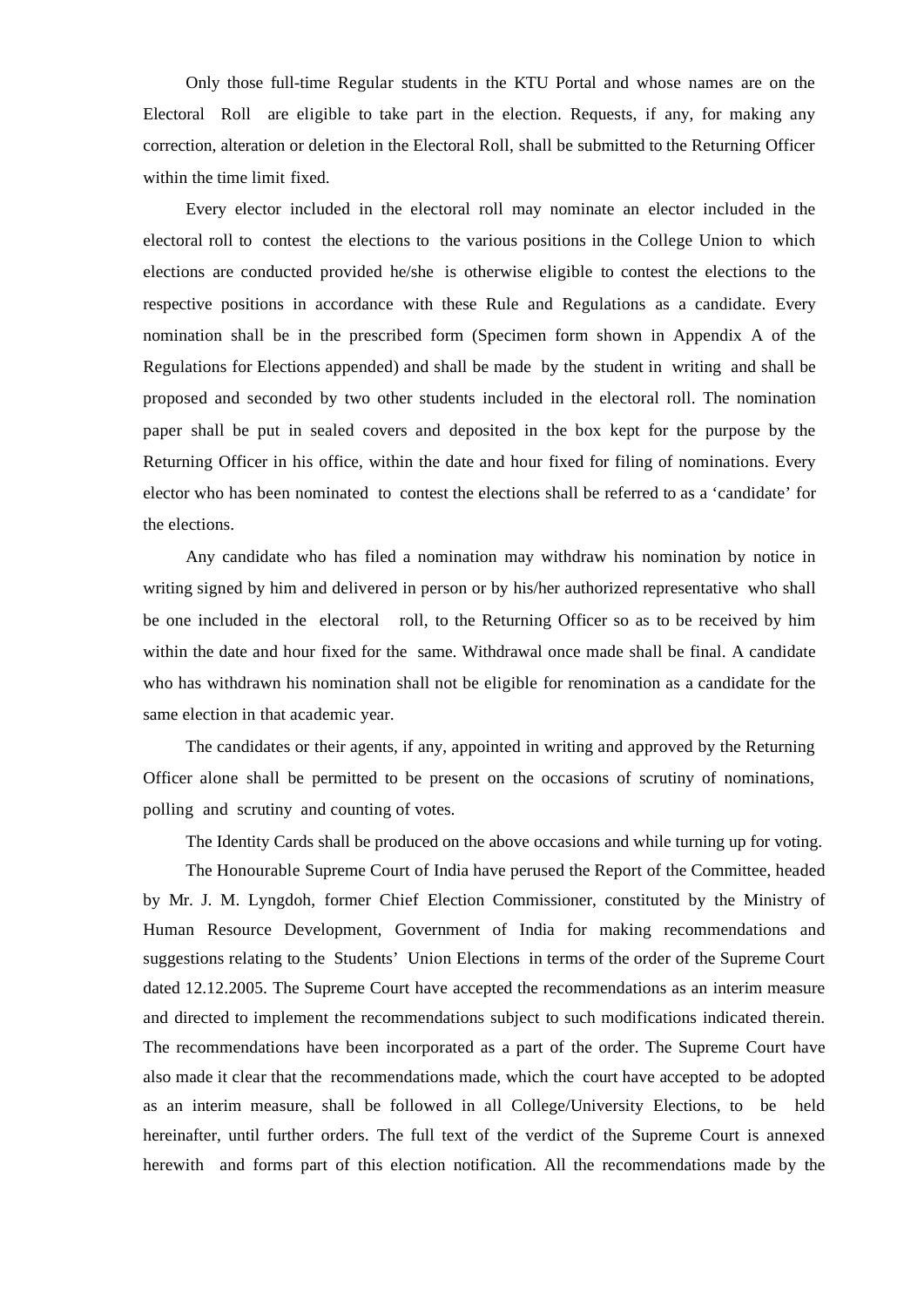Only those full-time Regular students in the KTU Portal and whose names are on the Electoral Roll are eligible to take part in the election. Requests, if any, for making any correction, alteration or deletion in the Electoral Roll, shall be submitted to the Returning Officer within the time limit fixed.

Every elector included in the electoral roll may nominate an elector included in the electoral roll to contest the elections to the various positions in the College Union to which elections are conducted provided he/she is otherwise eligible to contest the elections to the respective positions in accordance with these Rule and Regulations as a candidate. Every nomination shall be in the prescribed form (Specimen form shown in Appendix A of the Regulations for Elections appended) and shall be made by the student in writing and shall be proposed and seconded by two other students included in the electoral roll. The nomination paper shall be put in sealed covers and deposited in the box kept for the purpose by the Returning Officer in his office, within the date and hour fixed for filing of nominations. Every elector who has been nominated to contest the elections shall be referred to as a 'candidate' for the elections.

Any candidate who has filed a nomination may withdraw his nomination by notice in writing signed by him and delivered in person or by his/her authorized representative who shall be one included in the electoral roll, to the Returning Officer so as to be received by him within the date and hour fixed for the same. Withdrawal once made shall be final. A candidate who has withdrawn his nomination shall not be eligible for renomination as a candidate for the same election in that academic year.

The candidates or their agents, if any, appointed in writing and approved by the Returning Officer alone shall be permitted to be present on the occasions of scrutiny of nominations, polling and scrutiny and counting of votes.

The Identity Cards shall be produced on the above occasions and while turning up for voting.

The Honourable Supreme Court of India have perused the Report of the Committee, headed by Mr. J. M. Lyngdoh, former Chief Election Commissioner, constituted by the Ministry of Human Resource Development, Government of India for making recommendations and suggestions relating to the Students' Union Elections in terms of the order of the Supreme Court dated 12.12.2005. The Supreme Court have accepted the recommendations as an interim measure and directed to implement the recommendations subject to such modifications indicated therein. The recommendations have been incorporated as a part of the order. The Supreme Court have also made it clear that the recommendations made, which the court have accepted to be adopted as an interim measure, shall be followed in all College/University Elections, to be held hereinafter, until further orders. The full text of the verdict of the Supreme Court is annexed herewith and forms part of this election notification. All the recommendations made by the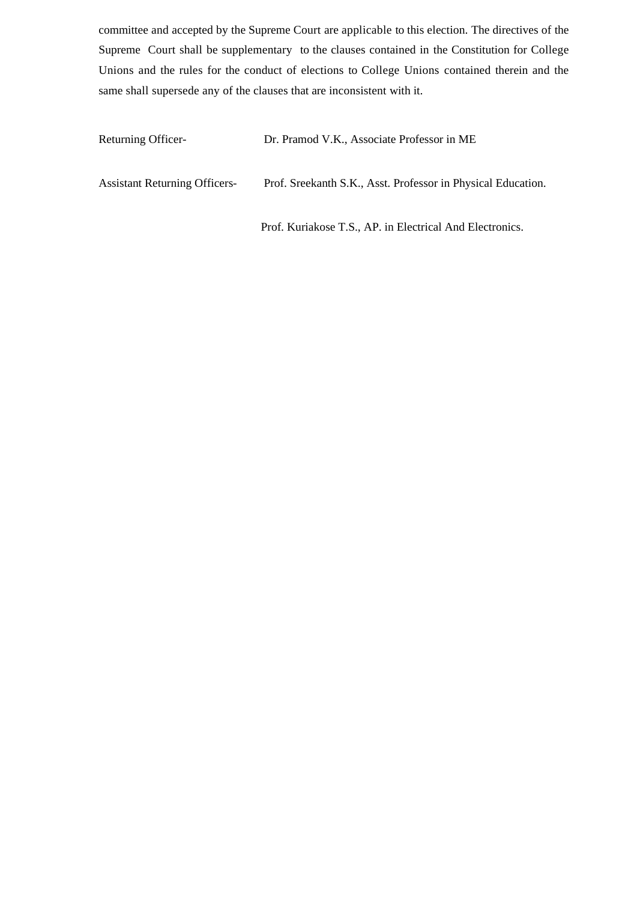committee and accepted by the Supreme Court are applicable to this election. The directives of the Supreme Court shall be supplementary to the clauses contained in the Constitution for College Unions and the rules for the conduct of elections to College Unions contained therein and the same shall supersede any of the clauses that are inconsistent with it.

| | |
|---|---|
| Returning Officer- | Dr. Pramod V.K., Associate Professor in ME |
| Assistant Returning Officers- | Prof. Sreekanth S.K., Asst. Professor in Physical Education. |
| | Prof. Kuriakose T.S., AP. in Electrical And Electronics. |